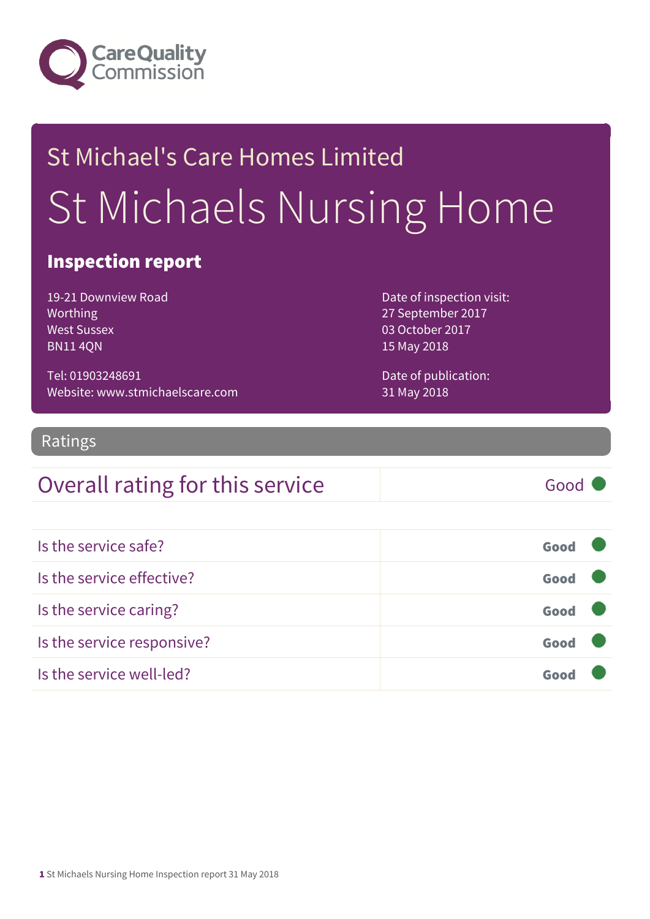Care Quality Commission

St Michael's Care Homes Limited

# St Michaels Nursing Home

## Inspection report

19-21 Downview Road
Worthing
West Sussex
BN11 4QN

Tel: 01903248691
Website: www.stmichaelscare.com

Date of inspection visit:
27 September 2017
03 October 2017
15 May 2018

Date of publication:
31 May 2018

## Ratings

| Overall rating for this service | Good |
|---|---|

| | |
|---|---|
| Is the service safe? | Good |
| Is the service effective? | Good |
| Is the service caring? | Good |
| Is the service responsive? | Good |
| Is the service well-led? | Good |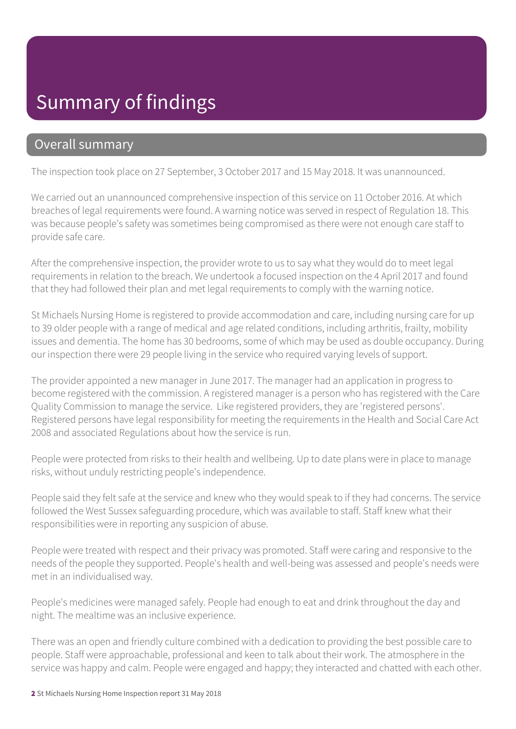# Summary of findings

## Overall summary

The inspection took place on 27 September, 3 October 2017 and 15 May 2018. It was unannounced.

We carried out an unannounced comprehensive inspection of this service on 11 October 2016. At which breaches of legal requirements were found. A warning notice was served in respect of Regulation 18. This was because people's safety was sometimes being compromised as there were not enough care staff to provide safe care.

After the comprehensive inspection, the provider wrote to us to say what they would do to meet legal requirements in relation to the breach. We undertook a focused inspection on the 4 April 2017 and found that they had followed their plan and met legal requirements to comply with the warning notice.

St Michaels Nursing Home is registered to provide accommodation and care, including nursing care for up to 39 older people with a range of medical and age related conditions, including arthritis, frailty, mobility issues and dementia. The home has 30 bedrooms, some of which may be used as double occupancy. During our inspection there were 29 people living in the service who required varying levels of support.

The provider appointed a new manager in June 2017. The manager had an application in progress to become registered with the commission. A registered manager is a person who has registered with the Care Quality Commission to manage the service. Like registered providers, they are 'registered persons'. Registered persons have legal responsibility for meeting the requirements in the Health and Social Care Act 2008 and associated Regulations about how the service is run.

People were protected from risks to their health and wellbeing. Up to date plans were in place to manage risks, without unduly restricting people's independence.

People said they felt safe at the service and knew who they would speak to if they had concerns. The service followed the West Sussex safeguarding procedure, which was available to staff. Staff knew what their responsibilities were in reporting any suspicion of abuse.

People were treated with respect and their privacy was promoted. Staff were caring and responsive to the needs of the people they supported. People's health and well-being was assessed and people's needs were met in an individualised way.

People's medicines were managed safely. People had enough to eat and drink throughout the day and night. The mealtime was an inclusive experience.

There was an open and friendly culture combined with a dedication to providing the best possible care to people. Staff were approachable, professional and keen to talk about their work. The atmosphere in the service was happy and calm. People were engaged and happy; they interacted and chatted with each other.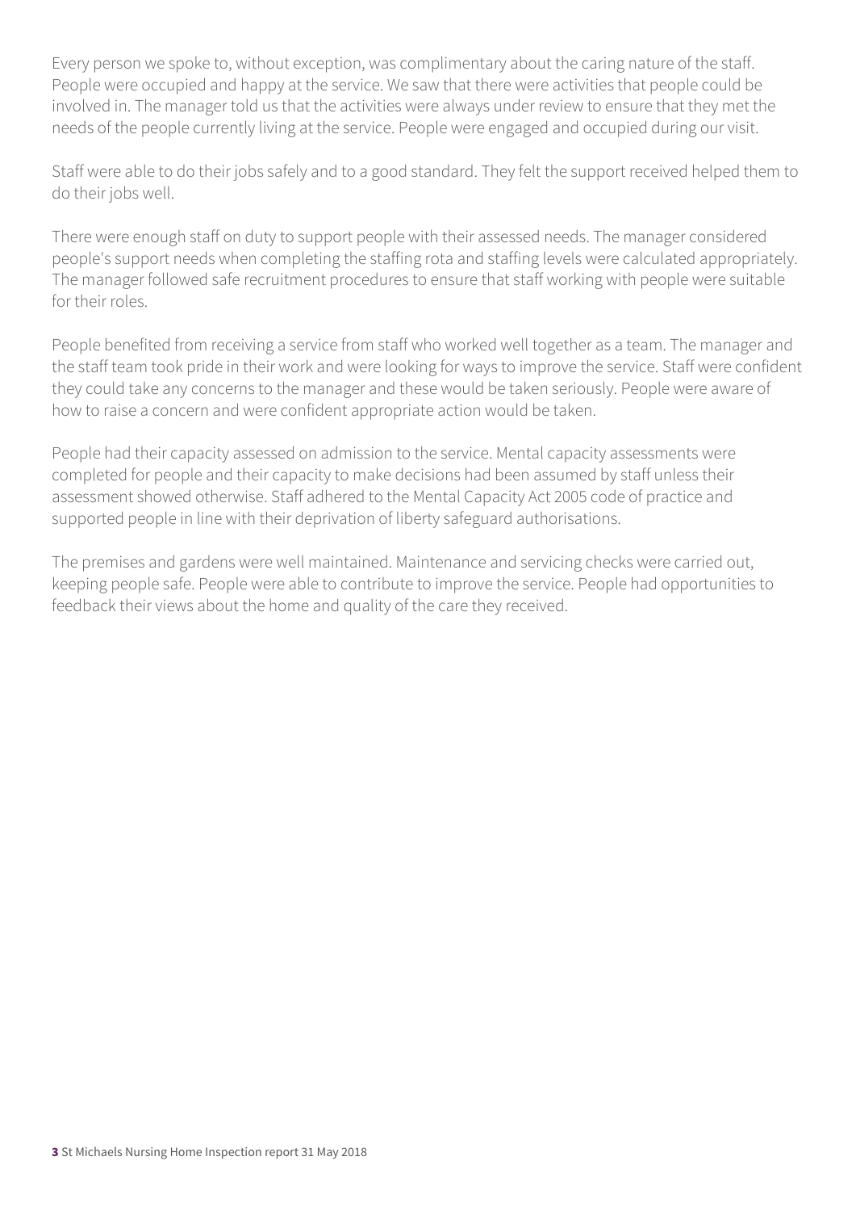Every person we spoke to, without exception, was complimentary about the caring nature of the staff. People were occupied and happy at the service. We saw that there were activities that people could be involved in. The manager told us that the activities were always under review to ensure that they met the needs of the people currently living at the service. People were engaged and occupied during our visit.

Staff were able to do their jobs safely and to a good standard. They felt the support received helped them to do their jobs well.

There were enough staff on duty to support people with their assessed needs. The manager considered people's support needs when completing the staffing rota and staffing levels were calculated appropriately. The manager followed safe recruitment procedures to ensure that staff working with people were suitable for their roles.

People benefited from receiving a service from staff who worked well together as a team. The manager and the staff team took pride in their work and were looking for ways to improve the service. Staff were confident they could take any concerns to the manager and these would be taken seriously. People were aware of how to raise a concern and were confident appropriate action would be taken.

People had their capacity assessed on admission to the service. Mental capacity assessments were completed for people and their capacity to make decisions had been assumed by staff unless their assessment showed otherwise. Staff adhered to the Mental Capacity Act 2005 code of practice and supported people in line with their deprivation of liberty safeguard authorisations.

The premises and gardens were well maintained. Maintenance and servicing checks were carried out, keeping people safe. People were able to contribute to improve the service. People had opportunities to feedback their views about the home and quality of the care they received.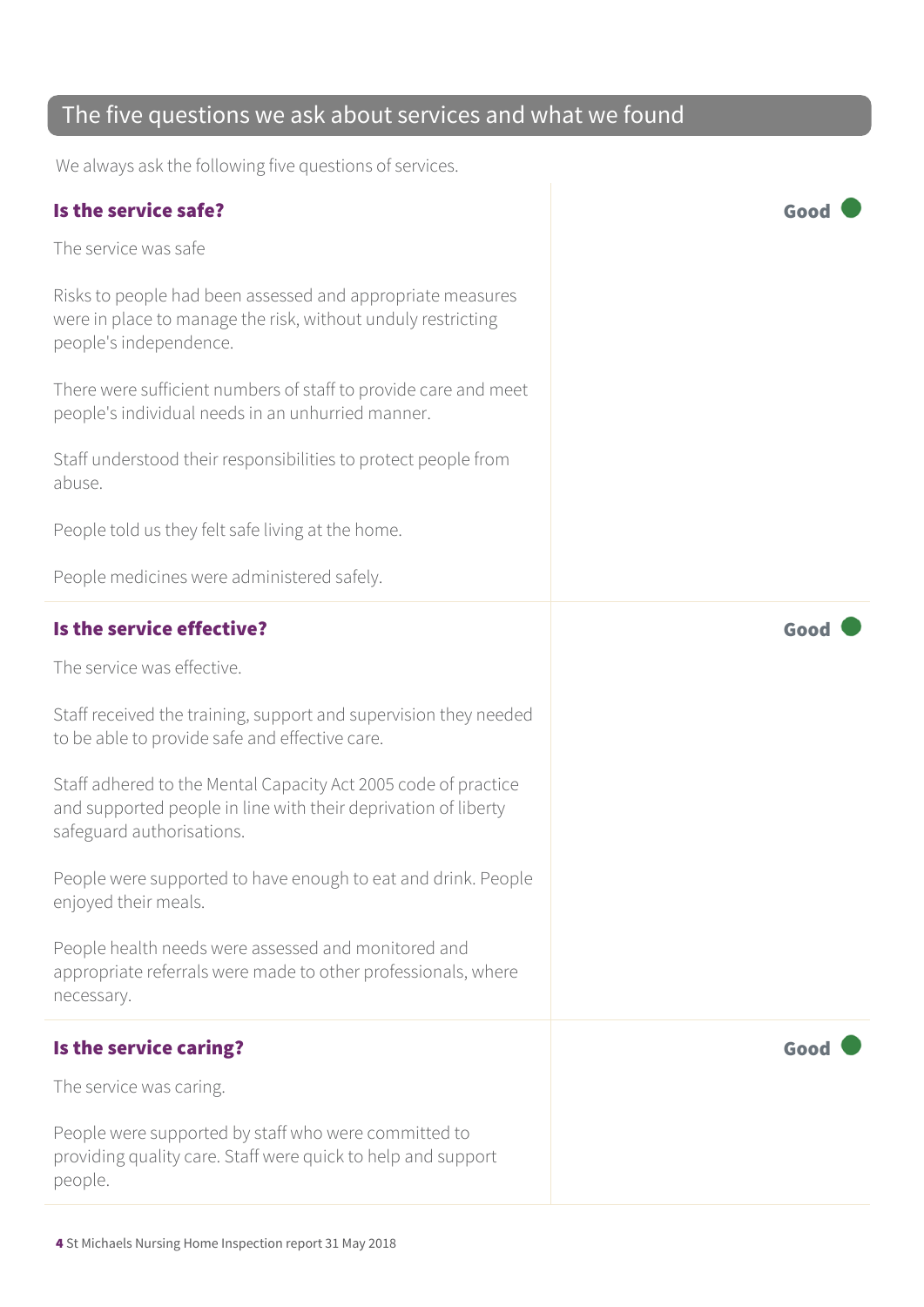## The five questions we ask about services and what we found

We always ask the following five questions of services.

### Is the service safe?

**Good**

The service was safe

Risks to people had been assessed and appropriate measures were in place to manage the risk, without unduly restricting people's independence.

There were sufficient numbers of staff to provide care and meet people's individual needs in an unhurried manner.

Staff understood their responsibilities to protect people from abuse.

People told us they felt safe living at the home.

People medicines were administered safely.

### Is the service effective?

**Good**

The service was effective.

Staff received the training, support and supervision they needed to be able to provide safe and effective care.

Staff adhered to the Mental Capacity Act 2005 code of practice and supported people in line with their deprivation of liberty safeguard authorisations.

People were supported to have enough to eat and drink. People enjoyed their meals.

People health needs were assessed and monitored and appropriate referrals were made to other professionals, where necessary.

### Is the service caring?

**Good**

The service was caring.

People were supported by staff who were committed to providing quality care. Staff were quick to help and support people.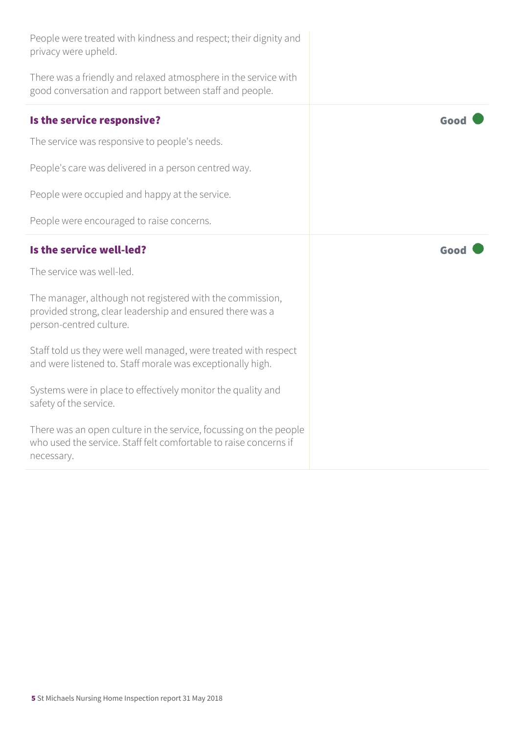People were treated with kindness and respect; their dignity and privacy were upheld.

There was a friendly and relaxed atmosphere in the service with good conversation and rapport between staff and people.

### Is the service responsive?

**Good**

The service was responsive to people's needs.

People's care was delivered in a person centred way.

People were occupied and happy at the service.

People were encouraged to raise concerns.

### Is the service well-led?

**Good**

The service was well-led.

The manager, although not registered with the commission, provided strong, clear leadership and ensured there was a person-centred culture.

Staff told us they were well managed, were treated with respect and were listened to. Staff morale was exceptionally high.

Systems were in place to effectively monitor the quality and safety of the service.

There was an open culture in the service, focussing on the people who used the service. Staff felt comfortable to raise concerns if necessary.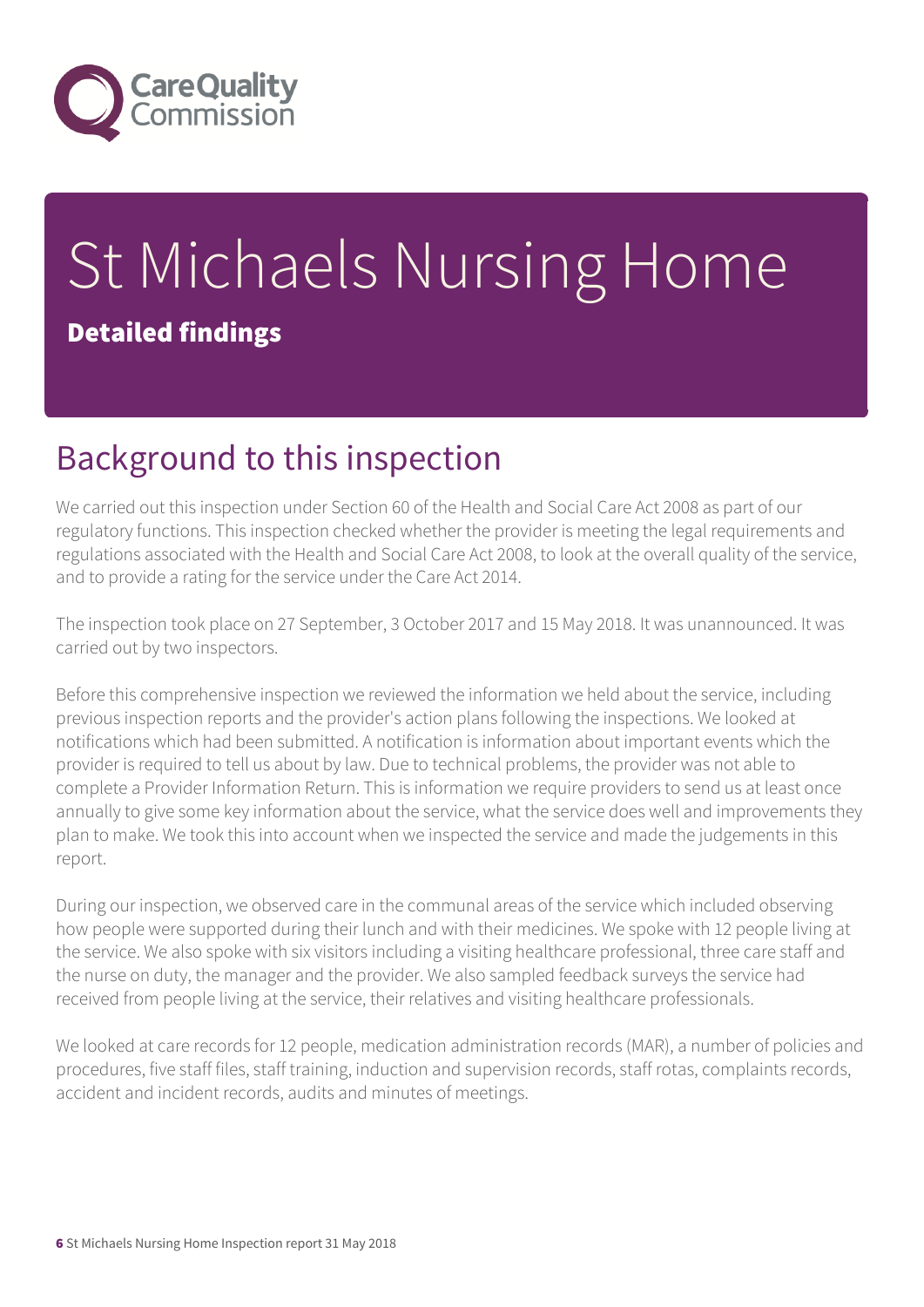# St Michaels Nursing Home

**Detailed findings**

## Background to this inspection

We carried out this inspection under Section 60 of the Health and Social Care Act 2008 as part of our regulatory functions. This inspection checked whether the provider is meeting the legal requirements and regulations associated with the Health and Social Care Act 2008, to look at the overall quality of the service, and to provide a rating for the service under the Care Act 2014.

The inspection took place on 27 September, 3 October 2017 and 15 May 2018. It was unannounced. It was carried out by two inspectors.

Before this comprehensive inspection we reviewed the information we held about the service, including previous inspection reports and the provider's action plans following the inspections. We looked at notifications which had been submitted. A notification is information about important events which the provider is required to tell us about by law. Due to technical problems, the provider was not able to complete a Provider Information Return. This is information we require providers to send us at least once annually to give some key information about the service, what the service does well and improvements they plan to make. We took this into account when we inspected the service and made the judgements in this report.

During our inspection, we observed care in the communal areas of the service which included observing how people were supported during their lunch and with their medicines. We spoke with 12 people living at the service. We also spoke with six visitors including a visiting healthcare professional, three care staff and the nurse on duty, the manager and the provider. We also sampled feedback surveys the service had received from people living at the service, their relatives and visiting healthcare professionals.

We looked at care records for 12 people, medication administration records (MAR), a number of policies and procedures, five staff files, staff training, induction and supervision records, staff rotas, complaints records, accident and incident records, audits and minutes of meetings.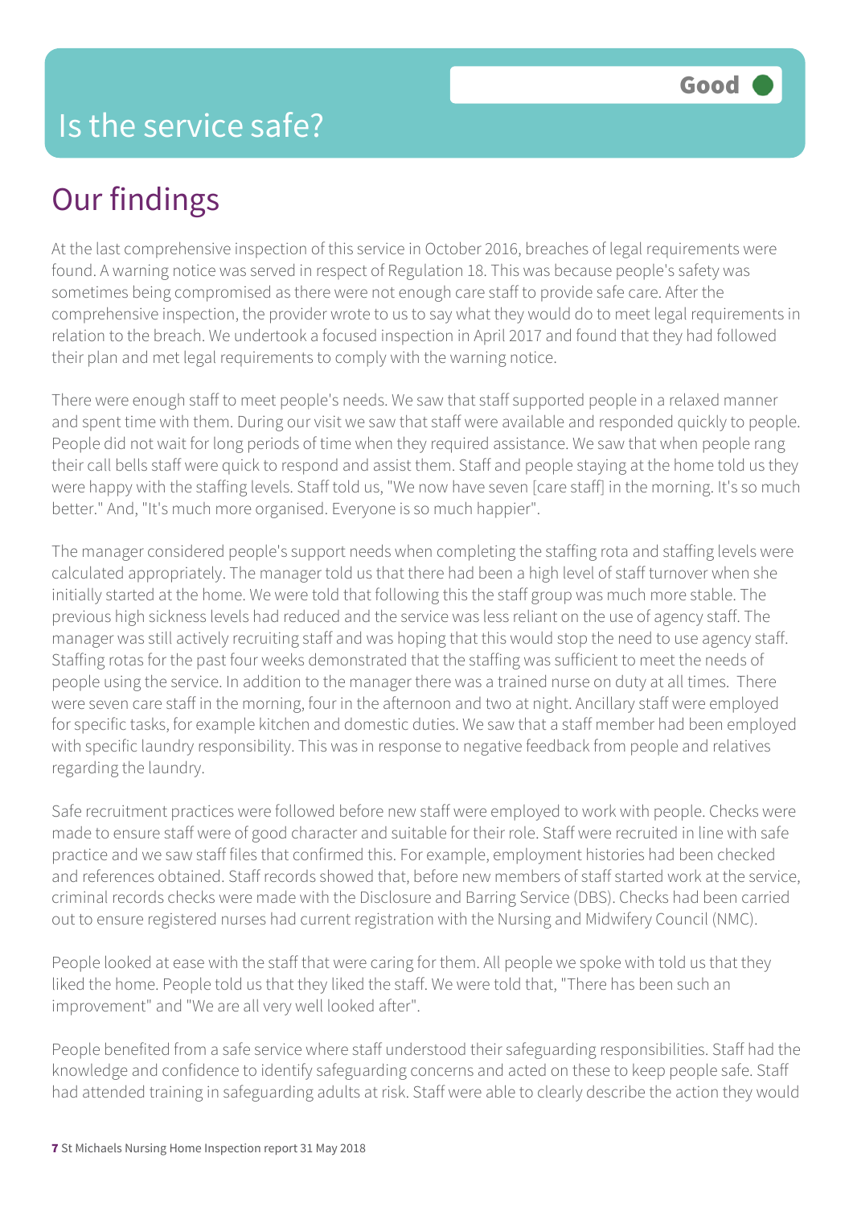# Is the service safe?

**Good**

## Our findings

At the last comprehensive inspection of this service in October 2016, breaches of legal requirements were found. A warning notice was served in respect of Regulation 18. This was because people's safety was sometimes being compromised as there were not enough care staff to provide safe care. After the comprehensive inspection, the provider wrote to us to say what they would do to meet legal requirements in relation to the breach. We undertook a focused inspection in April 2017 and found that they had followed their plan and met legal requirements to comply with the warning notice.

There were enough staff to meet people's needs. We saw that staff supported people in a relaxed manner and spent time with them. During our visit we saw that staff were available and responded quickly to people. People did not wait for long periods of time when they required assistance. We saw that when people rang their call bells staff were quick to respond and assist them. Staff and people staying at the home told us they were happy with the staffing levels. Staff told us, "We now have seven [care staff] in the morning. It's so much better." And, "It's much more organised. Everyone is so much happier".

The manager considered people's support needs when completing the staffing rota and staffing levels were calculated appropriately. The manager told us that there had been a high level of staff turnover when she initially started at the home. We were told that following this the staff group was much more stable. The previous high sickness levels had reduced and the service was less reliant on the use of agency staff. The manager was still actively recruiting staff and was hoping that this would stop the need to use agency staff. Staffing rotas for the past four weeks demonstrated that the staffing was sufficient to meet the needs of people using the service. In addition to the manager there was a trained nurse on duty at all times. There were seven care staff in the morning, four in the afternoon and two at night. Ancillary staff were employed for specific tasks, for example kitchen and domestic duties. We saw that a staff member had been employed with specific laundry responsibility. This was in response to negative feedback from people and relatives regarding the laundry.

Safe recruitment practices were followed before new staff were employed to work with people. Checks were made to ensure staff were of good character and suitable for their role. Staff were recruited in line with safe practice and we saw staff files that confirmed this. For example, employment histories had been checked and references obtained. Staff records showed that, before new members of staff started work at the service, criminal records checks were made with the Disclosure and Barring Service (DBS). Checks had been carried out to ensure registered nurses had current registration with the Nursing and Midwifery Council (NMC).

People looked at ease with the staff that were caring for them. All people we spoke with told us that they liked the home. People told us that they liked the staff. We were told that, "There has been such an improvement" and "We are all very well looked after".

People benefited from a safe service where staff understood their safeguarding responsibilities. Staff had the knowledge and confidence to identify safeguarding concerns and acted on these to keep people safe. Staff had attended training in safeguarding adults at risk. Staff were able to clearly describe the action they would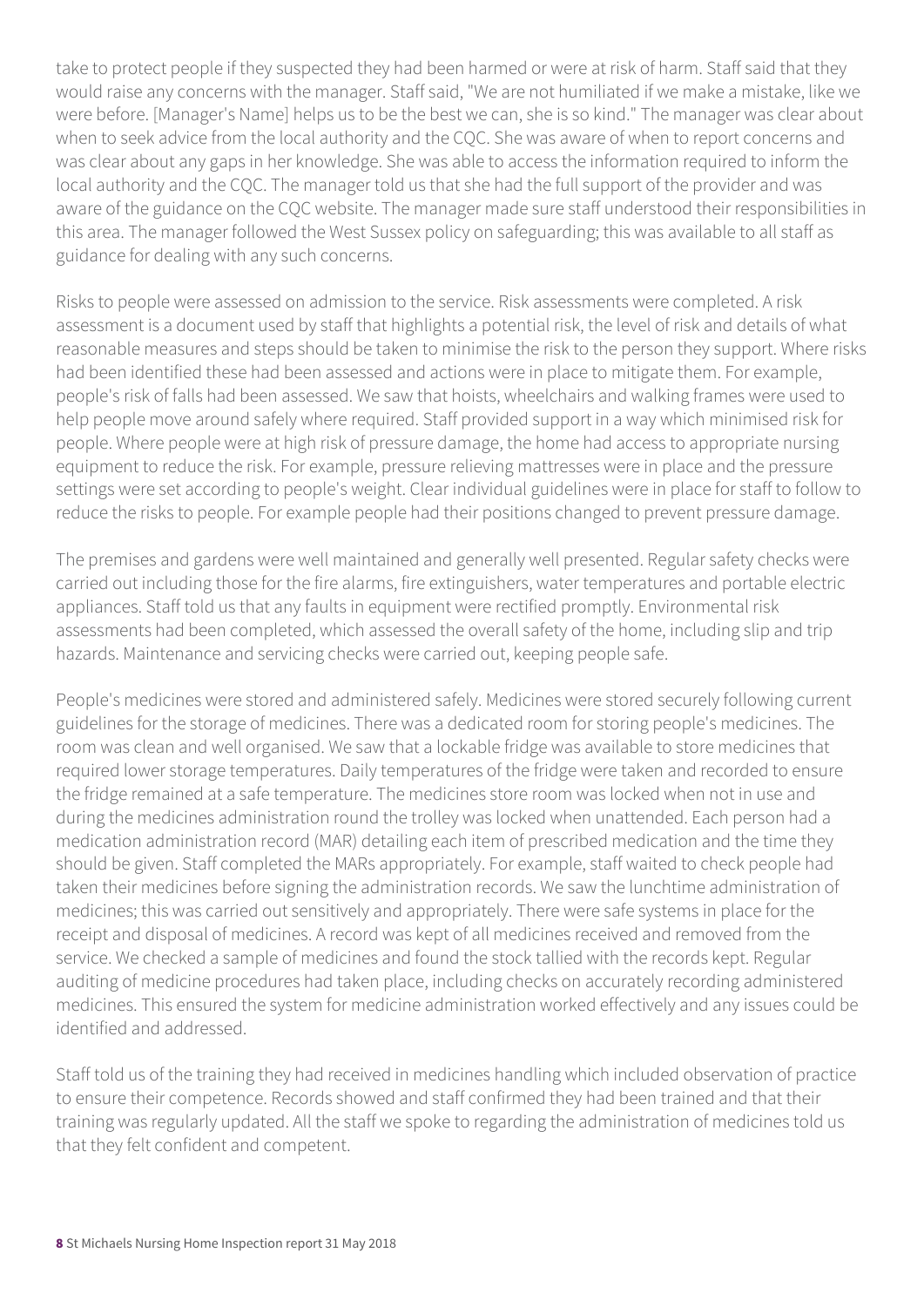take to protect people if they suspected they had been harmed or were at risk of harm. Staff said that they would raise any concerns with the manager. Staff said, "We are not humiliated if we make a mistake, like we were before. [Manager's Name] helps us to be the best we can, she is so kind." The manager was clear about when to seek advice from the local authority and the CQC. She was aware of when to report concerns and was clear about any gaps in her knowledge. She was able to access the information required to inform the local authority and the CQC. The manager told us that she had the full support of the provider and was aware of the guidance on the CQC website. The manager made sure staff understood their responsibilities in this area. The manager followed the West Sussex policy on safeguarding; this was available to all staff as guidance for dealing with any such concerns.

Risks to people were assessed on admission to the service. Risk assessments were completed. A risk assessment is a document used by staff that highlights a potential risk, the level of risk and details of what reasonable measures and steps should be taken to minimise the risk to the person they support. Where risks had been identified these had been assessed and actions were in place to mitigate them. For example, people's risk of falls had been assessed. We saw that hoists, wheelchairs and walking frames were used to help people move around safely where required. Staff provided support in a way which minimised risk for people. Where people were at high risk of pressure damage, the home had access to appropriate nursing equipment to reduce the risk. For example, pressure relieving mattresses were in place and the pressure settings were set according to people's weight. Clear individual guidelines were in place for staff to follow to reduce the risks to people. For example people had their positions changed to prevent pressure damage.

The premises and gardens were well maintained and generally well presented. Regular safety checks were carried out including those for the fire alarms, fire extinguishers, water temperatures and portable electric appliances. Staff told us that any faults in equipment were rectified promptly. Environmental risk assessments had been completed, which assessed the overall safety of the home, including slip and trip hazards. Maintenance and servicing checks were carried out, keeping people safe.

People's medicines were stored and administered safely. Medicines were stored securely following current guidelines for the storage of medicines. There was a dedicated room for storing people's medicines. The room was clean and well organised. We saw that a lockable fridge was available to store medicines that required lower storage temperatures. Daily temperatures of the fridge were taken and recorded to ensure the fridge remained at a safe temperature. The medicines store room was locked when not in use and during the medicines administration round the trolley was locked when unattended. Each person had a medication administration record (MAR) detailing each item of prescribed medication and the time they should be given. Staff completed the MARs appropriately. For example, staff waited to check people had taken their medicines before signing the administration records. We saw the lunchtime administration of medicines; this was carried out sensitively and appropriately. There were safe systems in place for the receipt and disposal of medicines. A record was kept of all medicines received and removed from the service. We checked a sample of medicines and found the stock tallied with the records kept. Regular auditing of medicine procedures had taken place, including checks on accurately recording administered medicines. This ensured the system for medicine administration worked effectively and any issues could be identified and addressed.

Staff told us of the training they had received in medicines handling which included observation of practice to ensure their competence. Records showed and staff confirmed they had been trained and that their training was regularly updated. All the staff we spoke to regarding the administration of medicines told us that they felt confident and competent.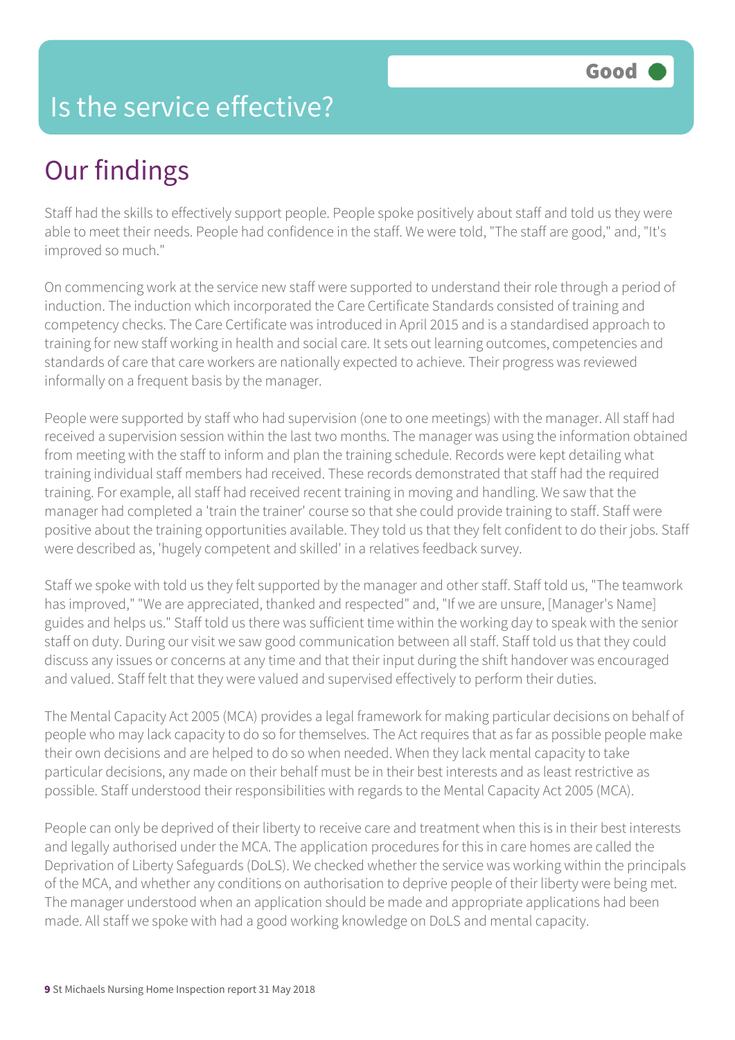# Is the service effective?

Good

## Our findings

Staff had the skills to effectively support people. People spoke positively about staff and told us they were able to meet their needs. People had confidence in the staff. We were told, "The staff are good," and, "It's improved so much."

On commencing work at the service new staff were supported to understand their role through a period of induction. The induction which incorporated the Care Certificate Standards consisted of training and competency checks. The Care Certificate was introduced in April 2015 and is a standardised approach to training for new staff working in health and social care. It sets out learning outcomes, competencies and standards of care that care workers are nationally expected to achieve. Their progress was reviewed informally on a frequent basis by the manager.

People were supported by staff who had supervision (one to one meetings) with the manager. All staff had received a supervision session within the last two months. The manager was using the information obtained from meeting with the staff to inform and plan the training schedule. Records were kept detailing what training individual staff members had received. These records demonstrated that staff had the required training. For example, all staff had received recent training in moving and handling. We saw that the manager had completed a 'train the trainer' course so that she could provide training to staff. Staff were positive about the training opportunities available. They told us that they felt confident to do their jobs. Staff were described as, 'hugely competent and skilled' in a relatives feedback survey.

Staff we spoke with told us they felt supported by the manager and other staff. Staff told us, "The teamwork has improved," "We are appreciated, thanked and respected" and, "If we are unsure, [Manager's Name] guides and helps us." Staff told us there was sufficient time within the working day to speak with the senior staff on duty. During our visit we saw good communication between all staff. Staff told us that they could discuss any issues or concerns at any time and that their input during the shift handover was encouraged and valued. Staff felt that they were valued and supervised effectively to perform their duties.

The Mental Capacity Act 2005 (MCA) provides a legal framework for making particular decisions on behalf of people who may lack capacity to do so for themselves. The Act requires that as far as possible people make their own decisions and are helped to do so when needed. When they lack mental capacity to take particular decisions, any made on their behalf must be in their best interests and as least restrictive as possible. Staff understood their responsibilities with regards to the Mental Capacity Act 2005 (MCA).

People can only be deprived of their liberty to receive care and treatment when this is in their best interests and legally authorised under the MCA. The application procedures for this in care homes are called the Deprivation of Liberty Safeguards (DoLS). We checked whether the service was working within the principals of the MCA, and whether any conditions on authorisation to deprive people of their liberty were being met. The manager understood when an application should be made and appropriate applications had been made. All staff we spoke with had a good working knowledge on DoLS and mental capacity.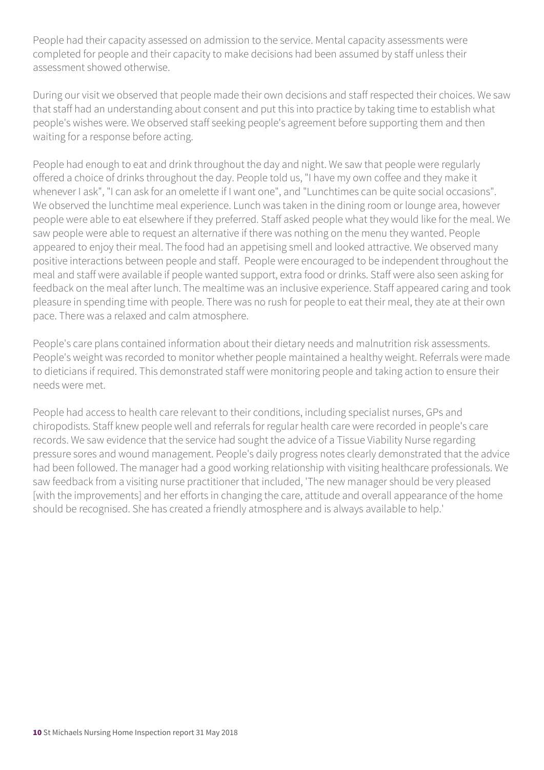People had their capacity assessed on admission to the service. Mental capacity assessments were completed for people and their capacity to make decisions had been assumed by staff unless their assessment showed otherwise.

During our visit we observed that people made their own decisions and staff respected their choices. We saw that staff had an understanding about consent and put this into practice by taking time to establish what people's wishes were. We observed staff seeking people's agreement before supporting them and then waiting for a response before acting.

People had enough to eat and drink throughout the day and night. We saw that people were regularly offered a choice of drinks throughout the day. People told us, "I have my own coffee and they make it whenever I ask", "I can ask for an omelette if I want one", and "Lunchtimes can be quite social occasions". We observed the lunchtime meal experience. Lunch was taken in the dining room or lounge area, however people were able to eat elsewhere if they preferred. Staff asked people what they would like for the meal. We saw people were able to request an alternative if there was nothing on the menu they wanted. People appeared to enjoy their meal. The food had an appetising smell and looked attractive. We observed many positive interactions between people and staff. People were encouraged to be independent throughout the meal and staff were available if people wanted support, extra food or drinks. Staff were also seen asking for feedback on the meal after lunch. The mealtime was an inclusive experience. Staff appeared caring and took pleasure in spending time with people. There was no rush for people to eat their meal, they ate at their own pace. There was a relaxed and calm atmosphere.

People's care plans contained information about their dietary needs and malnutrition risk assessments. People's weight was recorded to monitor whether people maintained a healthy weight. Referrals were made to dieticians if required. This demonstrated staff were monitoring people and taking action to ensure their needs were met.

People had access to health care relevant to their conditions, including specialist nurses, GPs and chiropodists. Staff knew people well and referrals for regular health care were recorded in people's care records. We saw evidence that the service had sought the advice of a Tissue Viability Nurse regarding pressure sores and wound management. People's daily progress notes clearly demonstrated that the advice had been followed. The manager had a good working relationship with visiting healthcare professionals. We saw feedback from a visiting nurse practitioner that included, 'The new manager should be very pleased [with the improvements] and her efforts in changing the care, attitude and overall appearance of the home should be recognised. She has created a friendly atmosphere and is always available to help.'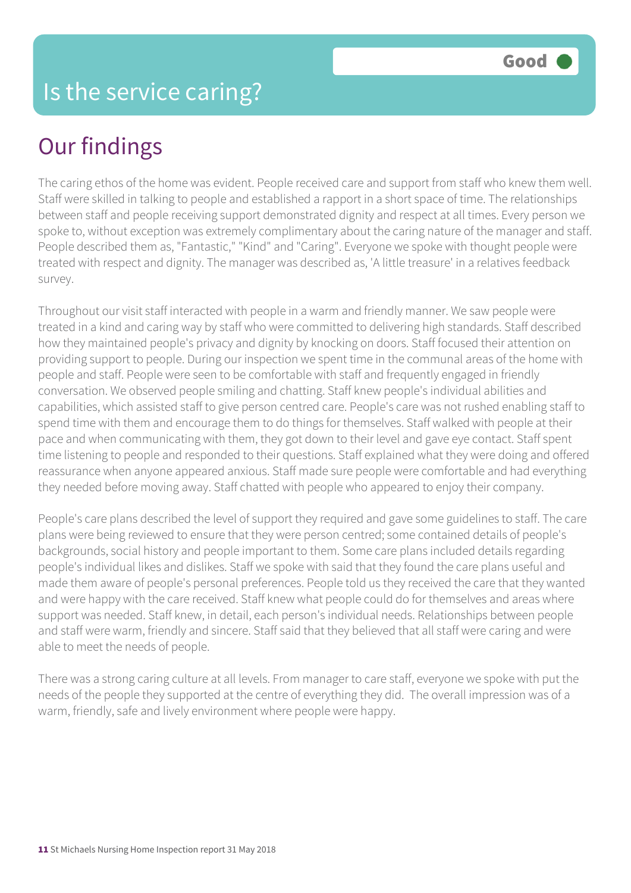# Is the service caring?

**Good**

## Our findings

The caring ethos of the home was evident. People received care and support from staff who knew them well. Staff were skilled in talking to people and established a rapport in a short space of time. The relationships between staff and people receiving support demonstrated dignity and respect at all times. Every person we spoke to, without exception was extremely complimentary about the caring nature of the manager and staff. People described them as, "Fantastic," "Kind" and "Caring". Everyone we spoke with thought people were treated with respect and dignity. The manager was described as, 'A little treasure' in a relatives feedback survey.

Throughout our visit staff interacted with people in a warm and friendly manner. We saw people were treated in a kind and caring way by staff who were committed to delivering high standards. Staff described how they maintained people's privacy and dignity by knocking on doors. Staff focused their attention on providing support to people. During our inspection we spent time in the communal areas of the home with people and staff. People were seen to be comfortable with staff and frequently engaged in friendly conversation. We observed people smiling and chatting. Staff knew people's individual abilities and capabilities, which assisted staff to give person centred care. People's care was not rushed enabling staff to spend time with them and encourage them to do things for themselves. Staff walked with people at their pace and when communicating with them, they got down to their level and gave eye contact. Staff spent time listening to people and responded to their questions. Staff explained what they were doing and offered reassurance when anyone appeared anxious. Staff made sure people were comfortable and had everything they needed before moving away. Staff chatted with people who appeared to enjoy their company.

People's care plans described the level of support they required and gave some guidelines to staff. The care plans were being reviewed to ensure that they were person centred; some contained details of people's backgrounds, social history and people important to them. Some care plans included details regarding people's individual likes and dislikes. Staff we spoke with said that they found the care plans useful and made them aware of people's personal preferences. People told us they received the care that they wanted and were happy with the care received. Staff knew what people could do for themselves and areas where support was needed. Staff knew, in detail, each person's individual needs. Relationships between people and staff were warm, friendly and sincere. Staff said that they believed that all staff were caring and were able to meet the needs of people.

There was a strong caring culture at all levels. From manager to care staff, everyone we spoke with put the needs of the people they supported at the centre of everything they did. The overall impression was of a warm, friendly, safe and lively environment where people were happy.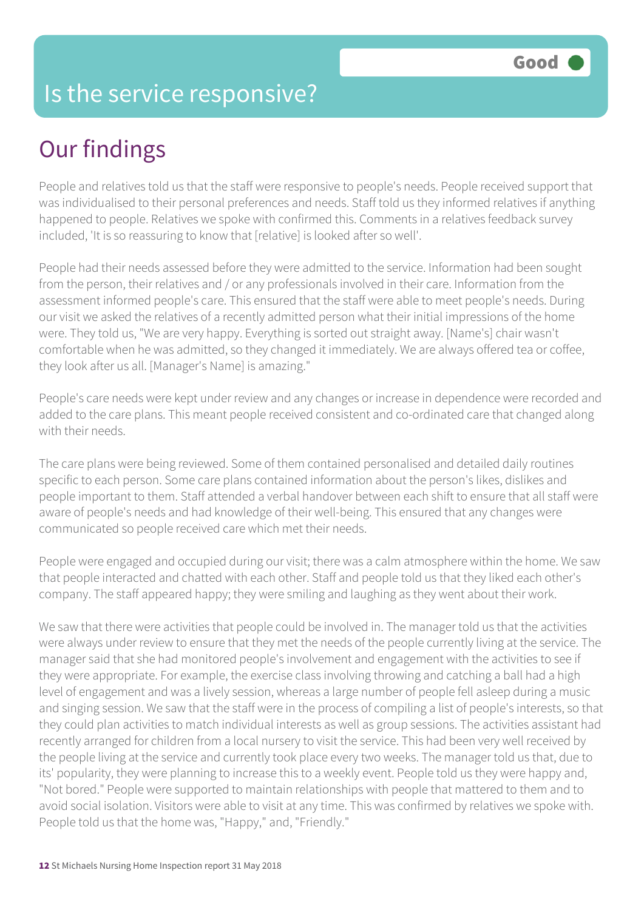# Is the service responsive?

**Good**

## Our findings

People and relatives told us that the staff were responsive to people's needs. People received support that was individualised to their personal preferences and needs. Staff told us they informed relatives if anything happened to people. Relatives we spoke with confirmed this. Comments in a relatives feedback survey included, 'It is so reassuring to know that [relative] is looked after so well'.

People had their needs assessed before they were admitted to the service. Information had been sought from the person, their relatives and / or any professionals involved in their care. Information from the assessment informed people's care. This ensured that the staff were able to meet people's needs. During our visit we asked the relatives of a recently admitted person what their initial impressions of the home were. They told us, "We are very happy. Everything is sorted out straight away. [Name's] chair wasn't comfortable when he was admitted, so they changed it immediately. We are always offered tea or coffee, they look after us all. [Manager's Name] is amazing."

People's care needs were kept under review and any changes or increase in dependence were recorded and added to the care plans. This meant people received consistent and co-ordinated care that changed along with their needs.

The care plans were being reviewed. Some of them contained personalised and detailed daily routines specific to each person. Some care plans contained information about the person's likes, dislikes and people important to them. Staff attended a verbal handover between each shift to ensure that all staff were aware of people's needs and had knowledge of their well-being. This ensured that any changes were communicated so people received care which met their needs.

People were engaged and occupied during our visit; there was a calm atmosphere within the home. We saw that people interacted and chatted with each other. Staff and people told us that they liked each other's company. The staff appeared happy; they were smiling and laughing as they went about their work.

We saw that there were activities that people could be involved in. The manager told us that the activities were always under review to ensure that they met the needs of the people currently living at the service. The manager said that she had monitored people's involvement and engagement with the activities to see if they were appropriate. For example, the exercise class involving throwing and catching a ball had a high level of engagement and was a lively session, whereas a large number of people fell asleep during a music and singing session. We saw that the staff were in the process of compiling a list of people's interests, so that they could plan activities to match individual interests as well as group sessions. The activities assistant had recently arranged for children from a local nursery to visit the service. This had been very well received by the people living at the service and currently took place every two weeks. The manager told us that, due to its' popularity, they were planning to increase this to a weekly event. People told us they were happy and, "Not bored." People were supported to maintain relationships with people that mattered to them and to avoid social isolation. Visitors were able to visit at any time. This was confirmed by relatives we spoke with. People told us that the home was, "Happy," and, "Friendly."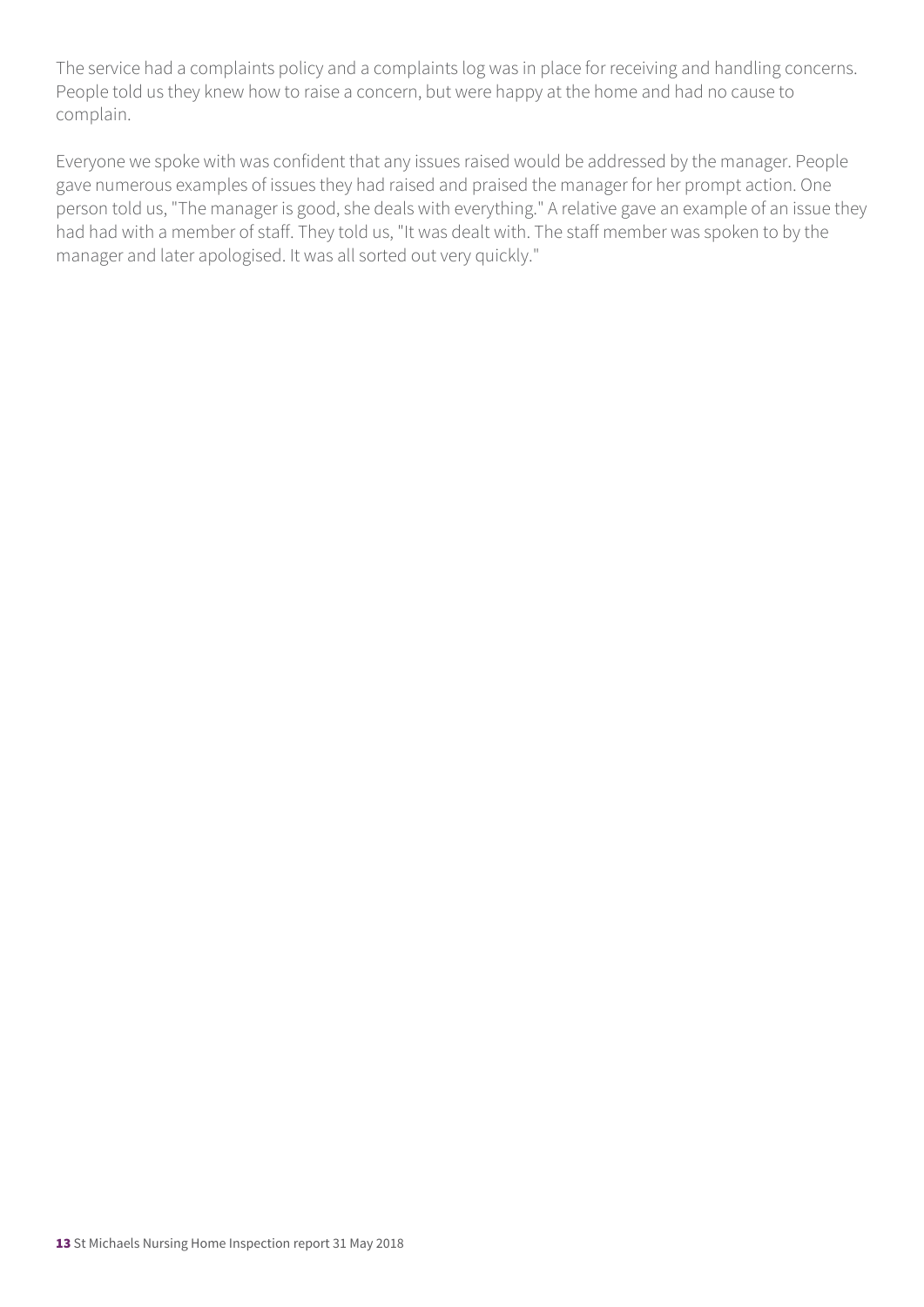The service had a complaints policy and a complaints log was in place for receiving and handling concerns. People told us they knew how to raise a concern, but were happy at the home and had no cause to complain.

Everyone we spoke with was confident that any issues raised would be addressed by the manager. People gave numerous examples of issues they had raised and praised the manager for her prompt action. One person told us, "The manager is good, she deals with everything." A relative gave an example of an issue they had had with a member of staff. They told us, "It was dealt with. The staff member was spoken to by the manager and later apologised. It was all sorted out very quickly."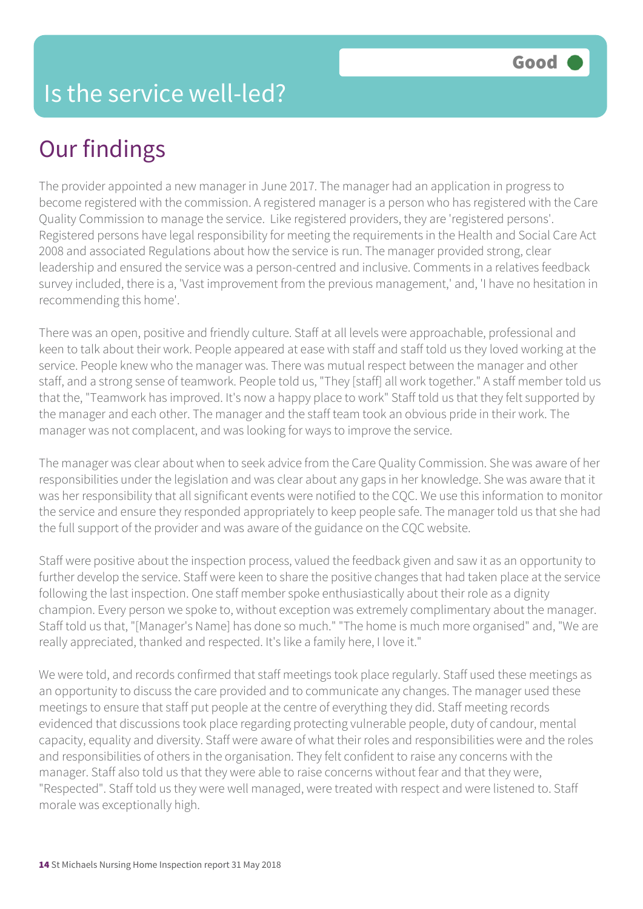# Is the service well-led?

**Good**

## Our findings

The provider appointed a new manager in June 2017. The manager had an application in progress to become registered with the commission. A registered manager is a person who has registered with the Care Quality Commission to manage the service. Like registered providers, they are 'registered persons'. Registered persons have legal responsibility for meeting the requirements in the Health and Social Care Act 2008 and associated Regulations about how the service is run. The manager provided strong, clear leadership and ensured the service was a person-centred and inclusive. Comments in a relatives feedback survey included, there is a, 'Vast improvement from the previous management,' and, 'I have no hesitation in recommending this home'.

There was an open, positive and friendly culture. Staff at all levels were approachable, professional and keen to talk about their work. People appeared at ease with staff and staff told us they loved working at the service. People knew who the manager was. There was mutual respect between the manager and other staff, and a strong sense of teamwork. People told us, "They [staff] all work together." A staff member told us that the, "Teamwork has improved. It's now a happy place to work" Staff told us that they felt supported by the manager and each other. The manager and the staff team took an obvious pride in their work. The manager was not complacent, and was looking for ways to improve the service.

The manager was clear about when to seek advice from the Care Quality Commission. She was aware of her responsibilities under the legislation and was clear about any gaps in her knowledge. She was aware that it was her responsibility that all significant events were notified to the CQC. We use this information to monitor the service and ensure they responded appropriately to keep people safe. The manager told us that she had the full support of the provider and was aware of the guidance on the CQC website.

Staff were positive about the inspection process, valued the feedback given and saw it as an opportunity to further develop the service. Staff were keen to share the positive changes that had taken place at the service following the last inspection. One staff member spoke enthusiastically about their role as a dignity champion. Every person we spoke to, without exception was extremely complimentary about the manager. Staff told us that, "[Manager's Name] has done so much." "The home is much more organised" and, "We are really appreciated, thanked and respected. It's like a family here, I love it."

We were told, and records confirmed that staff meetings took place regularly. Staff used these meetings as an opportunity to discuss the care provided and to communicate any changes. The manager used these meetings to ensure that staff put people at the centre of everything they did. Staff meeting records evidenced that discussions took place regarding protecting vulnerable people, duty of candour, mental capacity, equality and diversity. Staff were aware of what their roles and responsibilities were and the roles and responsibilities of others in the organisation. They felt confident to raise any concerns with the manager. Staff also told us that they were able to raise concerns without fear and that they were, "Respected". Staff told us they were well managed, were treated with respect and were listened to. Staff morale was exceptionally high.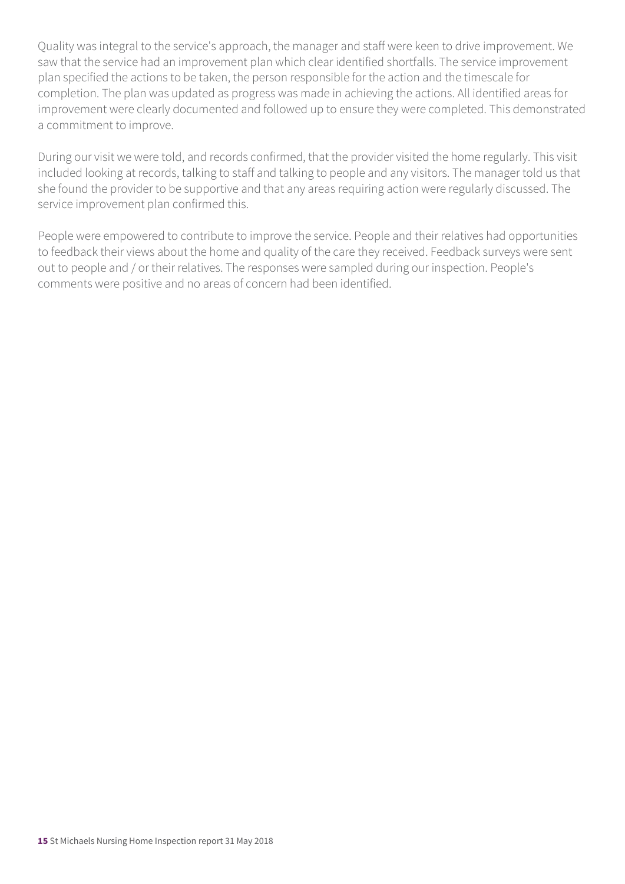Quality was integral to the service's approach, the manager and staff were keen to drive improvement. We saw that the service had an improvement plan which clear identified shortfalls. The service improvement plan specified the actions to be taken, the person responsible for the action and the timescale for completion. The plan was updated as progress was made in achieving the actions. All identified areas for improvement were clearly documented and followed up to ensure they were completed. This demonstrated a commitment to improve.

During our visit we were told, and records confirmed, that the provider visited the home regularly. This visit included looking at records, talking to staff and talking to people and any visitors. The manager told us that she found the provider to be supportive and that any areas requiring action were regularly discussed. The service improvement plan confirmed this.

People were empowered to contribute to improve the service. People and their relatives had opportunities to feedback their views about the home and quality of the care they received. Feedback surveys were sent out to people and / or their relatives. The responses were sampled during our inspection. People's comments were positive and no areas of concern had been identified.